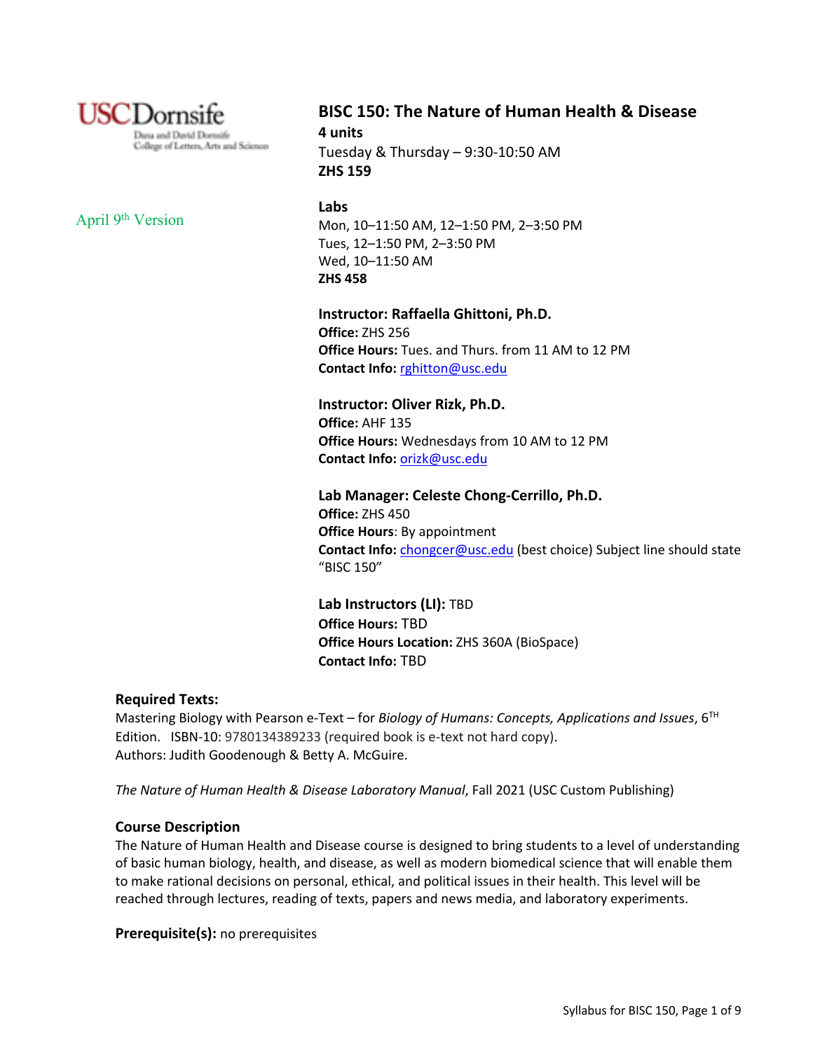USC Dornsife
Dana and David Dornsife
College of Letters, Arts and Sciences

April 9th Version

# BISC 150: The Nature of Human Health & Disease

**4 units**

Tuesday & Thursday – 9:30-10:50 AM

**ZHS 159**

**Labs**

Mon, 10–11:50 AM, 12–1:50 PM, 2–3:50 PM

Tues, 12–1:50 PM, 2–3:50 PM

Wed, 10–11:50 AM

**ZHS 458**

**Instructor: Raffaella Ghittoni, Ph.D.**

**Office:** ZHS 256

**Office Hours:** Tues. and Thurs. from 11 AM to 12 PM

**Contact Info:** rghitton@usc.edu

**Instructor: Oliver Rizk, Ph.D.**

**Office:** AHF 135

**Office Hours:** Wednesdays from 10 AM to 12 PM

**Contact Info:** orizk@usc.edu

**Lab Manager: Celeste Chong-Cerrillo, Ph.D.**

**Office:** ZHS 450

**Office Hours**: By appointment

**Contact Info:** chongcer@usc.edu (best choice) Subject line should state "BISC 150"

**Lab Instructors (LI):** TBD

**Office Hours:** TBD

**Office Hours Location:** ZHS 360A (BioSpace)

**Contact Info:** TBD

### Required Texts:

Mastering Biology with Pearson e-Text – for *Biology of Humans: Concepts, Applications and Issues*, 6TH Edition. ISBN-10: 9780134389233 (required book is e-text not hard copy). Authors: Judith Goodenough & Betty A. McGuire.

*The Nature of Human Health & Disease Laboratory Manual*, Fall 2021 (USC Custom Publishing)

### Course Description

The Nature of Human Health and Disease course is designed to bring students to a level of understanding of basic human biology, health, and disease, as well as modern biomedical science that will enable them to make rational decisions on personal, ethical, and political issues in their health. This level will be reached through lectures, reading of texts, papers and news media, and laboratory experiments.

**Prerequisite(s):** no prerequisites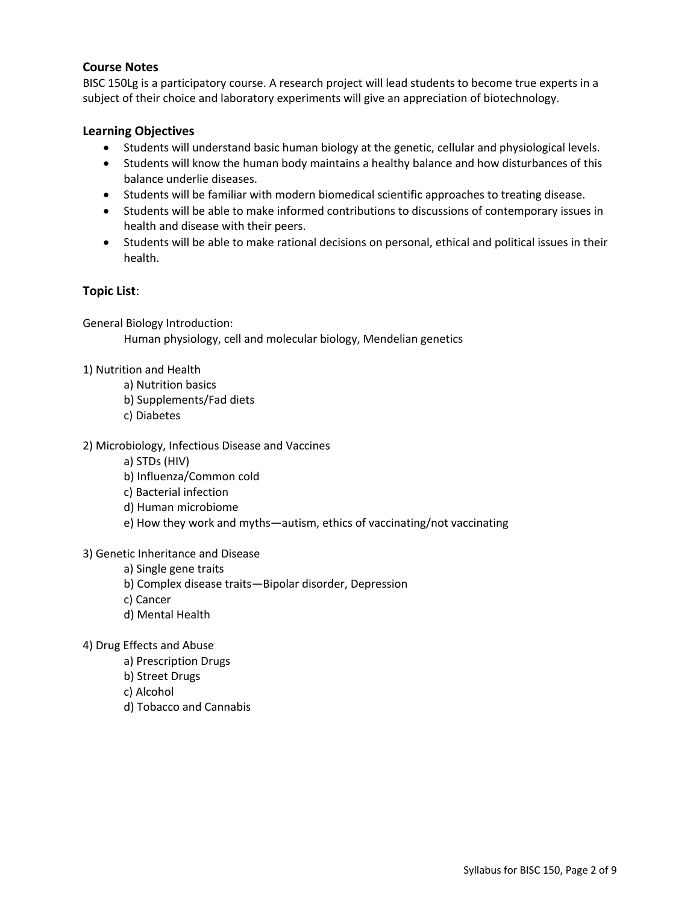## Course Notes

BISC 150Lg is a participatory course. A research project will lead students to become true experts in a subject of their choice and laboratory experiments will give an appreciation of biotechnology.

## Learning Objectives

- Students will understand basic human biology at the genetic, cellular and physiological levels.
- Students will know the human body maintains a healthy balance and how disturbances of this balance underlie diseases.
- Students will be familiar with modern biomedical scientific approaches to treating disease.
- Students will be able to make informed contributions to discussions of contemporary issues in health and disease with their peers.
- Students will be able to make rational decisions on personal, ethical and political issues in their health.

## Topic List:

General Biology Introduction:

Human physiology, cell and molecular biology, Mendelian genetics

1) Nutrition and Health
   - a) Nutrition basics
   - b) Supplements/Fad diets
   - c) Diabetes

2) Microbiology, Infectious Disease and Vaccines
   - a) STDs (HIV)
   - b) Influenza/Common cold
   - c) Bacterial infection
   - d) Human microbiome
   - e) How they work and myths—autism, ethics of vaccinating/not vaccinating

3) Genetic Inheritance and Disease
   - a) Single gene traits
   - b) Complex disease traits—Bipolar disorder, Depression
   - c) Cancer
   - d) Mental Health

4) Drug Effects and Abuse
   - a) Prescription Drugs
   - b) Street Drugs
   - c) Alcohol
   - d) Tobacco and Cannabis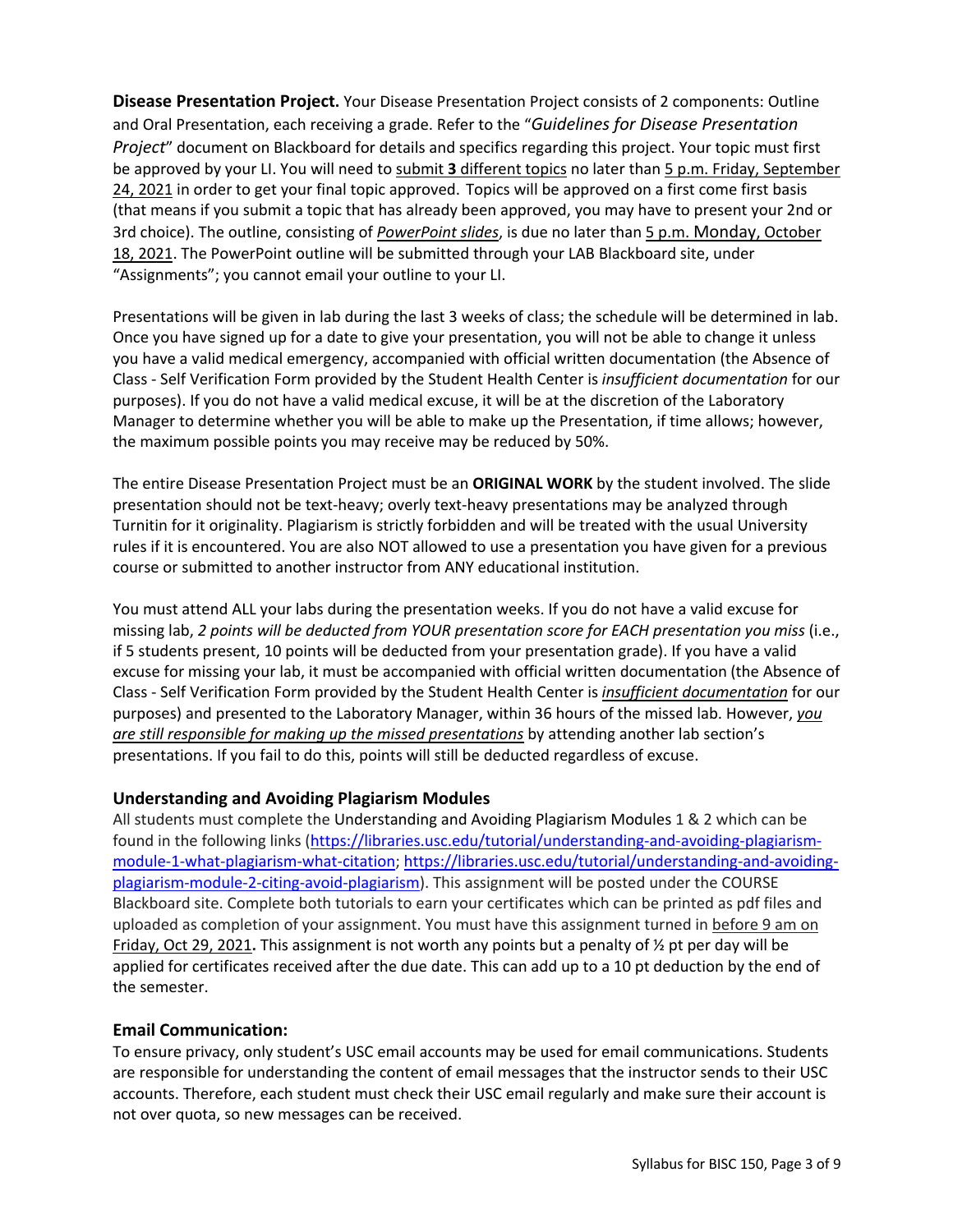**Disease Presentation Project.** Your Disease Presentation Project consists of 2 components: Outline and Oral Presentation, each receiving a grade. Refer to the "*Guidelines for Disease Presentation Project*" document on Blackboard for details and specifics regarding this project. Your topic must first be approved by your LI. You will need to submit **3** different topics no later than 5 p.m. Friday, September 24, 2021 in order to get your final topic approved. Topics will be approved on a first come first basis (that means if you submit a topic that has already been approved, you may have to present your 2nd or 3rd choice). The outline, consisting of ***PowerPoint slides***, is due no later than 5 p.m. Monday, October 18, 2021. The PowerPoint outline will be submitted through your LAB Blackboard site, under "Assignments"; you cannot email your outline to your LI.

Presentations will be given in lab during the last 3 weeks of class; the schedule will be determined in lab. Once you have signed up for a date to give your presentation, you will not be able to change it unless you have a valid medical emergency, accompanied with official written documentation (the Absence of Class - Self Verification Form provided by the Student Health Center is *insufficient documentation* for our purposes). If you do not have a valid medical excuse, it will be at the discretion of the Laboratory Manager to determine whether you will be able to make up the Presentation, if time allows; however, the maximum possible points you may receive may be reduced by 50%.

The entire Disease Presentation Project must be an **ORIGINAL WORK** by the student involved. The slide presentation should not be text-heavy; overly text-heavy presentations may be analyzed through Turnitin for it originality. Plagiarism is strictly forbidden and will be treated with the usual University rules if it is encountered. You are also NOT allowed to use a presentation you have given for a previous course or submitted to another instructor from ANY educational institution.

You must attend ALL your labs during the presentation weeks. If you do not have a valid excuse for missing lab, *2 points will be deducted from YOUR presentation score for EACH presentation you miss* (i.e., if 5 students present, 10 points will be deducted from your presentation grade). If you have a valid excuse for missing your lab, it must be accompanied with official written documentation (the Absence of Class - Self Verification Form provided by the Student Health Center is *insufficient documentation* for our purposes) and presented to the Laboratory Manager, within 36 hours of the missed lab. However, *you are still responsible for making up the missed presentations* by attending another lab section's presentations. If you fail to do this, points will still be deducted regardless of excuse.

### Understanding and Avoiding Plagiarism Modules

All students must complete the Understanding and Avoiding Plagiarism Modules 1 & 2 which can be found in the following links (https://libraries.usc.edu/tutorial/understanding-and-avoiding-plagiarism-module-1-what-plagiarism-what-citation; https://libraries.usc.edu/tutorial/understanding-and-avoiding-plagiarism-module-2-citing-avoid-plagiarism). This assignment will be posted under the COURSE Blackboard site. Complete both tutorials to earn your certificates which can be printed as pdf files and uploaded as completion of your assignment. You must have this assignment turned in before 9 am on Friday, Oct 29, 2021**.** This assignment is not worth any points but a penalty of ½ pt per day will be applied for certificates received after the due date. This can add up to a 10 pt deduction by the end of the semester.

### Email Communication:

To ensure privacy, only student's USC email accounts may be used for email communications. Students are responsible for understanding the content of email messages that the instructor sends to their USC accounts. Therefore, each student must check their USC email regularly and make sure their account is not over quota, so new messages can be received.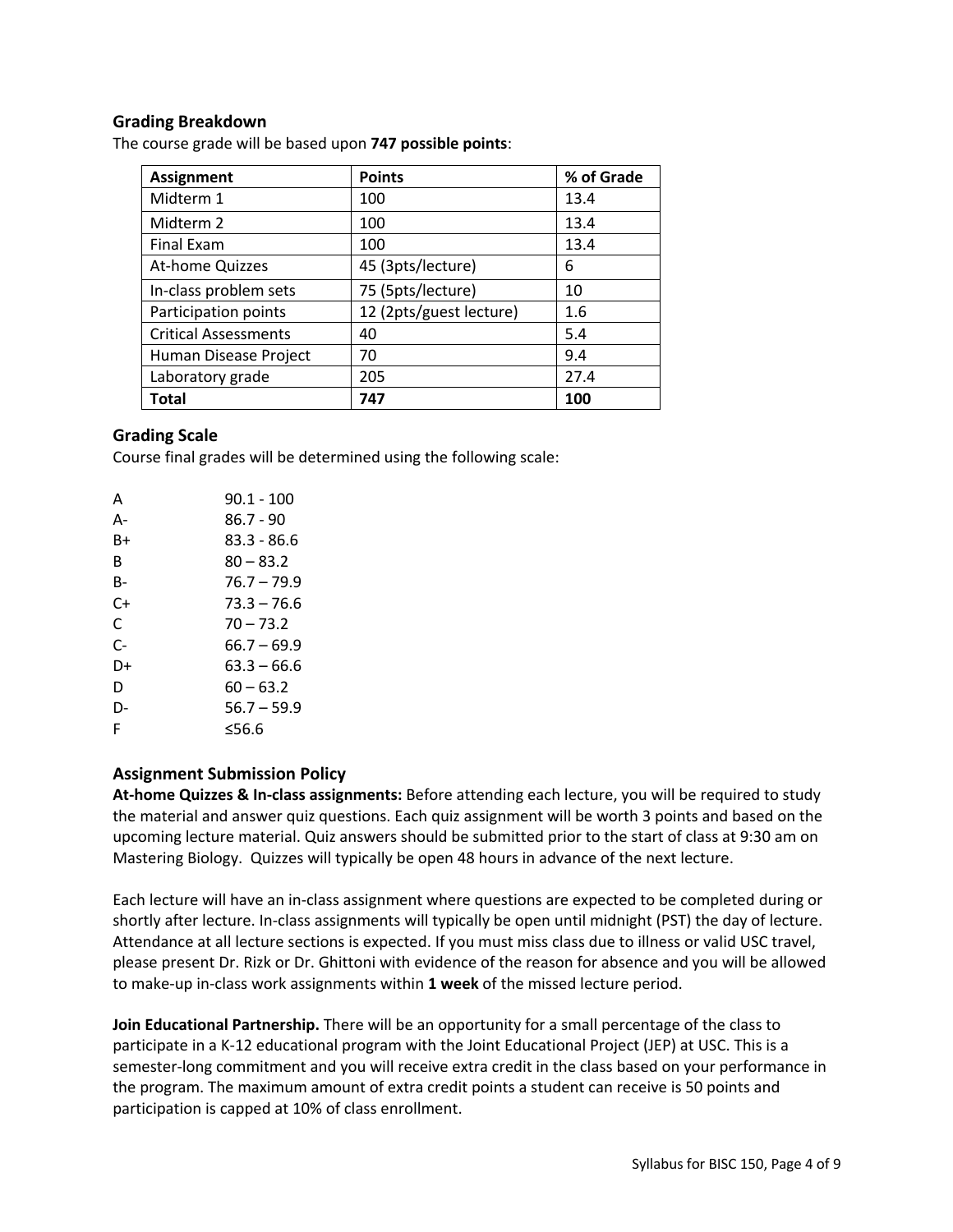## Grading Breakdown

The course grade will be based upon **747 possible points**:

| Assignment | Points | % of Grade |
|---|---|---|
| Midterm 1 | 100 | 13.4 |
| Midterm 2 | 100 | 13.4 |
| Final Exam | 100 | 13.4 |
| At-home Quizzes | 45 (3pts/lecture) | 6 |
| In-class problem sets | 75 (5pts/lecture) | 10 |
| Participation points | 12 (2pts/guest lecture) | 1.6 |
| Critical Assessments | 40 | 5.4 |
| Human Disease Project | 70 | 9.4 |
| Laboratory grade | 205 | 27.4 |
| **Total** | **747** | **100** |

## Grading Scale

Course final grades will be determined using the following scale:

| | |
|---|---|
| A | 90.1 - 100 |
| A- | 86.7 - 90 |
| B+ | 83.3 - 86.6 |
| B | 80 – 83.2 |
| B- | 76.7 – 79.9 |
| C+ | 73.3 – 76.6 |
| C | 70 – 73.2 |
| C- | 66.7 – 69.9 |
| D+ | 63.3 – 66.6 |
| D | 60 – 63.2 |
| D- | 56.7 – 59.9 |
| F | ≤56.6 |

## Assignment Submission Policy

**At-home Quizzes & In-class assignments:** Before attending each lecture, you will be required to study the material and answer quiz questions. Each quiz assignment will be worth 3 points and based on the upcoming lecture material. Quiz answers should be submitted prior to the start of class at 9:30 am on Mastering Biology. Quizzes will typically be open 48 hours in advance of the next lecture.

Each lecture will have an in-class assignment where questions are expected to be completed during or shortly after lecture. In-class assignments will typically be open until midnight (PST) the day of lecture. Attendance at all lecture sections is expected. If you must miss class due to illness or valid USC travel, please present Dr. Rizk or Dr. Ghittoni with evidence of the reason for absence and you will be allowed to make-up in-class work assignments within **1 week** of the missed lecture period.

**Join Educational Partnership.** There will be an opportunity for a small percentage of the class to participate in a K-12 educational program with the Joint Educational Project (JEP) at USC. This is a semester-long commitment and you will receive extra credit in the class based on your performance in the program. The maximum amount of extra credit points a student can receive is 50 points and participation is capped at 10% of class enrollment.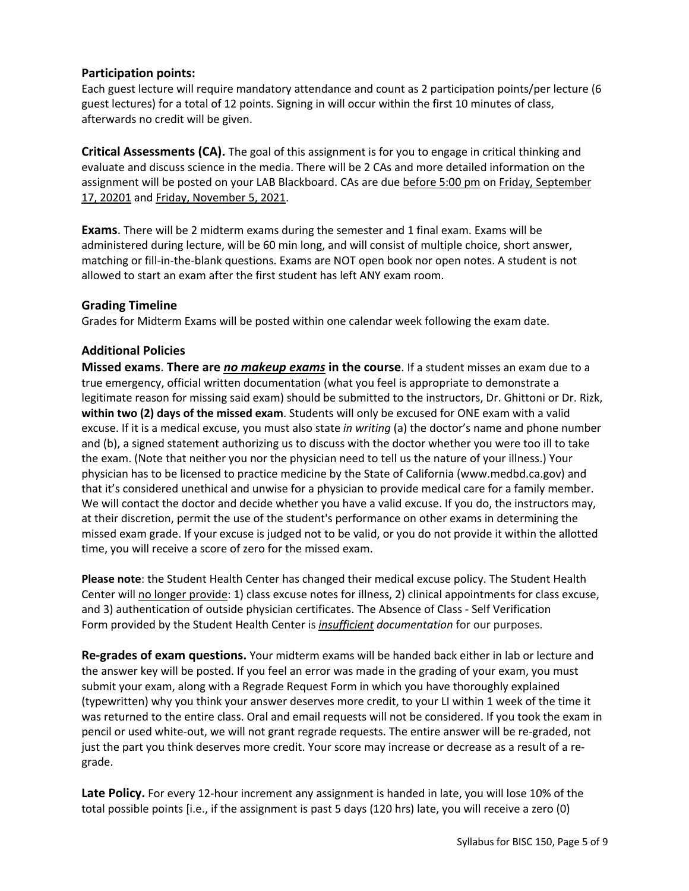### Participation points:

Each guest lecture will require mandatory attendance and count as 2 participation points/per lecture (6 guest lectures) for a total of 12 points. Signing in will occur within the first 10 minutes of class, afterwards no credit will be given.

**Critical Assessments (CA).** The goal of this assignment is for you to engage in critical thinking and evaluate and discuss science in the media. There will be 2 CAs and more detailed information on the assignment will be posted on your LAB Blackboard. CAs are due <u>before 5:00 pm</u> on <u>Friday, September 17, 20201</u> and <u>Friday, November 5, 2021</u>.

**Exams**. There will be 2 midterm exams during the semester and 1 final exam. Exams will be administered during lecture, will be 60 min long, and will consist of multiple choice, short answer, matching or fill-in-the-blank questions. Exams are NOT open book nor open notes. A student is not allowed to start an exam after the first student has left ANY exam room.

### Grading Timeline

Grades for Midterm Exams will be posted within one calendar week following the exam date.

### Additional Policies

**Missed exams**. **There are *<u>no makeup exams</u>* in the course**. If a student misses an exam due to a true emergency, official written documentation (what you feel is appropriate to demonstrate a legitimate reason for missing said exam) should be submitted to the instructors, Dr. Ghittoni or Dr. Rizk, **within two (2) days of the missed exam**. Students will only be excused for ONE exam with a valid excuse. If it is a medical excuse, you must also state *in writing* (a) the doctor's name and phone number and (b), a signed statement authorizing us to discuss with the doctor whether you were too ill to take the exam. (Note that neither you nor the physician need to tell us the nature of your illness.) Your physician has to be licensed to practice medicine by the State of California (www.medbd.ca.gov) and that it's considered unethical and unwise for a physician to provide medical care for a family member. We will contact the doctor and decide whether you have a valid excuse. If you do, the instructors may, at their discretion, permit the use of the student's performance on other exams in determining the missed exam grade. If your excuse is judged not to be valid, or you do not provide it within the allotted time, you will receive a score of zero for the missed exam.

**Please note**: the Student Health Center has changed their medical excuse policy. The Student Health Center will <u>no longer provide</u>: 1) class excuse notes for illness, 2) clinical appointments for class excuse, and 3) authentication of outside physician certificates. The Absence of Class - Self Verification Form provided by the Student Health Center is *<u>insufficient</u> documentation* for our purposes.

**Re-grades of exam questions.** Your midterm exams will be handed back either in lab or lecture and the answer key will be posted. If you feel an error was made in the grading of your exam, you must submit your exam, along with a Regrade Request Form in which you have thoroughly explained (typewritten) why you think your answer deserves more credit, to your LI within 1 week of the time it was returned to the entire class. Oral and email requests will not be considered. If you took the exam in pencil or used white-out, we will not grant regrade requests. The entire answer will be re-graded, not just the part you think deserves more credit. Your score may increase or decrease as a result of a re-grade.

**Late Policy.** For every 12-hour increment any assignment is handed in late, you will lose 10% of the total possible points [i.e., if the assignment is past 5 days (120 hrs) late, you will receive a zero (0)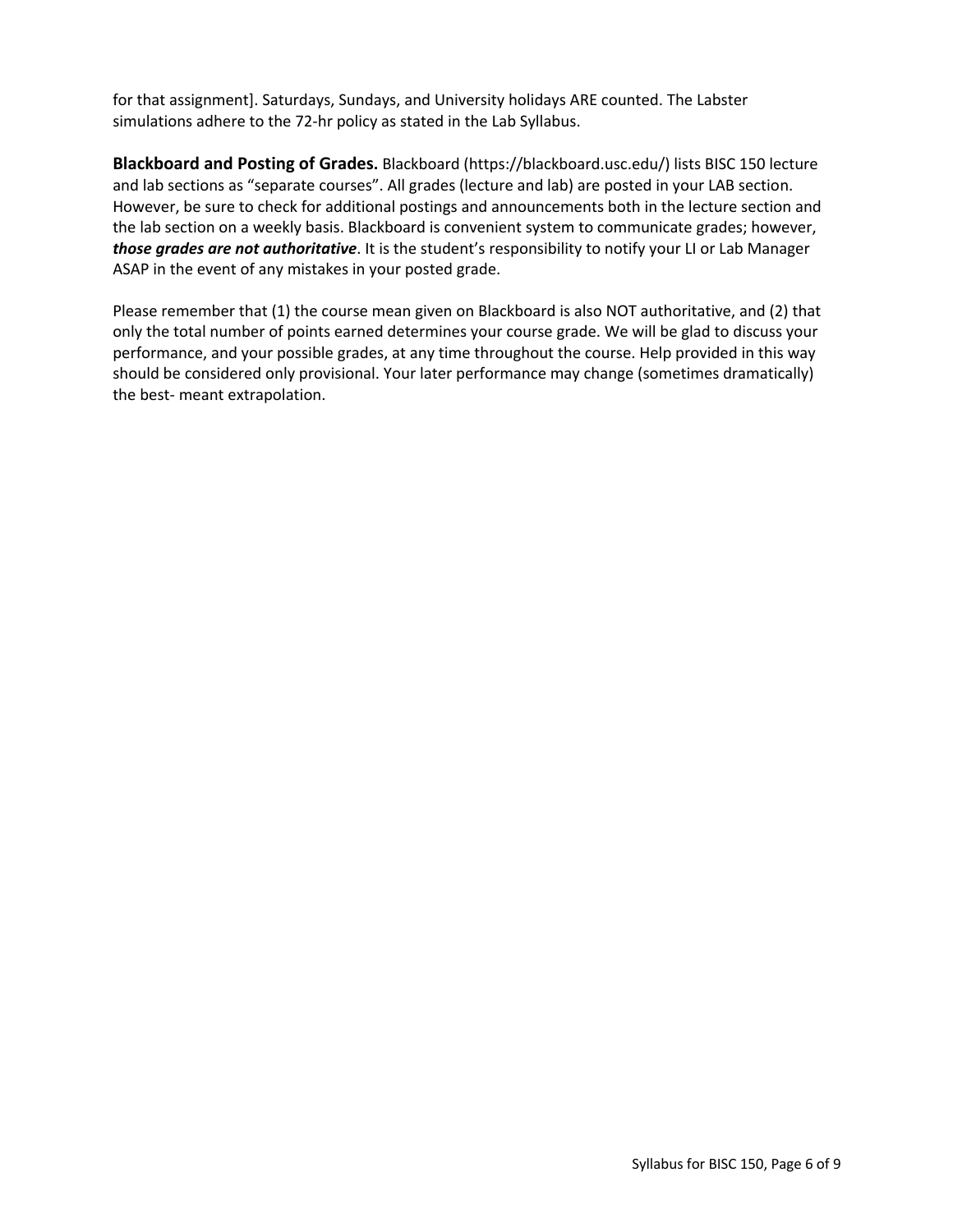for that assignment]. Saturdays, Sundays, and University holidays ARE counted. The Labster simulations adhere to the 72-hr policy as stated in the Lab Syllabus.

**Blackboard and Posting of Grades.** Blackboard (https://blackboard.usc.edu/) lists BISC 150 lecture and lab sections as "separate courses". All grades (lecture and lab) are posted in your LAB section. However, be sure to check for additional postings and announcements both in the lecture section and the lab section on a weekly basis. Blackboard is convenient system to communicate grades; however, ***those grades are not authoritative***. It is the student's responsibility to notify your LI or Lab Manager ASAP in the event of any mistakes in your posted grade.

Please remember that (1) the course mean given on Blackboard is also NOT authoritative, and (2) that only the total number of points earned determines your course grade. We will be glad to discuss your performance, and your possible grades, at any time throughout the course. Help provided in this way should be considered only provisional. Your later performance may change (sometimes dramatically) the best- meant extrapolation.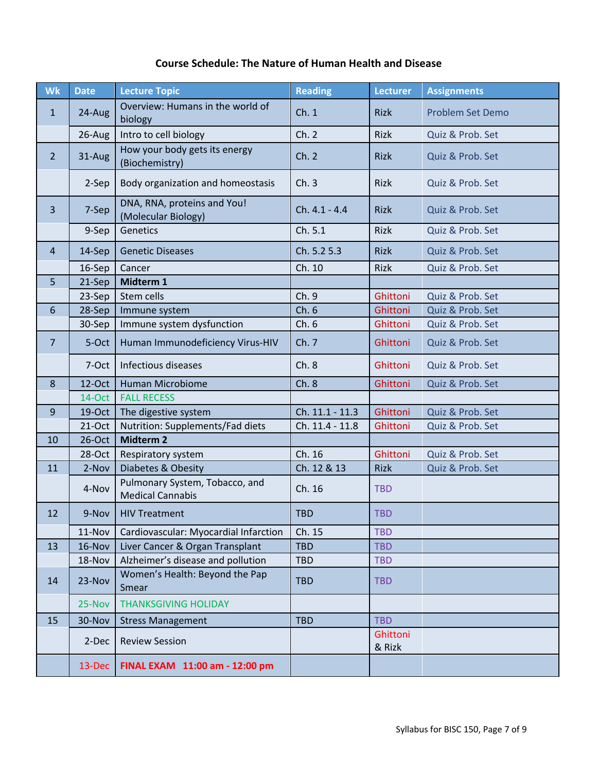# Course Schedule: The Nature of Human Health and Disease

| Wk | Date | Lecture Topic | Reading | Lecturer | Assignments |
|---|---|---|---|---|---|
| 1 | 24-Aug | Overview: Humans in the world of biology | Ch. 1 | Rizk | Problem Set Demo |
| | 26-Aug | Intro to cell biology | Ch. 2 | Rizk | Quiz & Prob. Set |
| 2 | 31-Aug | How your body gets its energy (Biochemistry) | Ch. 2 | Rizk | Quiz & Prob. Set |
| | 2-Sep | Body organization and homeostasis | Ch. 3 | Rizk | Quiz & Prob. Set |
| 3 | 7-Sep | DNA, RNA, proteins and You! (Molecular Biology) | Ch. 4.1 - 4.4 | Rizk | Quiz & Prob. Set |
| | 9-Sep | Genetics | Ch. 5.1 | Rizk | Quiz & Prob. Set |
| 4 | 14-Sep | Genetic Diseases | Ch. 5.2 5.3 | Rizk | Quiz & Prob. Set |
| | 16-Sep | Cancer | Ch. 10 | Rizk | Quiz & Prob. Set |
| 5 | 21-Sep | **Midterm 1** | | | |
| | 23-Sep | Stem cells | Ch. 9 | Ghittoni | Quiz & Prob. Set |
| 6 | 28-Sep | Immune system | Ch. 6 | Ghittoni | Quiz & Prob. Set |
| | 30-Sep | Immune system dysfunction | Ch. 6 | Ghittoni | Quiz & Prob. Set |
| 7 | 5-Oct | Human Immunodeficiency Virus-HIV | Ch. 7 | Ghittoni | Quiz & Prob. Set |
| | 7-Oct | Infectious diseases | Ch. 8 | Ghittoni | Quiz & Prob. Set |
| 8 | 12-Oct | Human Microbiome | Ch. 8 | Ghittoni | Quiz & Prob. Set |
| | 14-Oct | FALL RECESS | | | |
| 9 | 19-Oct | The digestive system | Ch. 11.1 - 11.3 | Ghittoni | Quiz & Prob. Set |
| | 21-Oct | Nutrition: Supplements/Fad diets | Ch. 11.4 - 11.8 | Ghittoni | Quiz & Prob. Set |
| 10 | 26-Oct | **Midterm 2** | | | |
| | 28-Oct | Respiratory system | Ch. 16 | Ghittoni | Quiz & Prob. Set |
| 11 | 2-Nov | Diabetes & Obesity | Ch. 12 & 13 | Rizk | Quiz & Prob. Set |
| | 4-Nov | Pulmonary System, Tobacco, and Medical Cannabis | Ch. 16 | TBD | |
| 12 | 9-Nov | HIV Treatment | TBD | TBD | |
| | 11-Nov | Cardiovascular: Myocardial Infarction | Ch. 15 | TBD | |
| 13 | 16-Nov | Liver Cancer & Organ Transplant | TBD | TBD | |
| | 18-Nov | Alzheimer's disease and pollution | TBD | TBD | |
| 14 | 23-Nov | Women's Health: Beyond the Pap Smear | TBD | TBD | |
| | 25-Nov | THANKSGIVING HOLIDAY | | | |
| 15 | 30-Nov | Stress Management | TBD | TBD | |
| | 2-Dec | Review Session | | Ghittoni & Rizk | |
| | 13-Dec | **FINAL EXAM 11:00 am - 12:00 pm** | | | |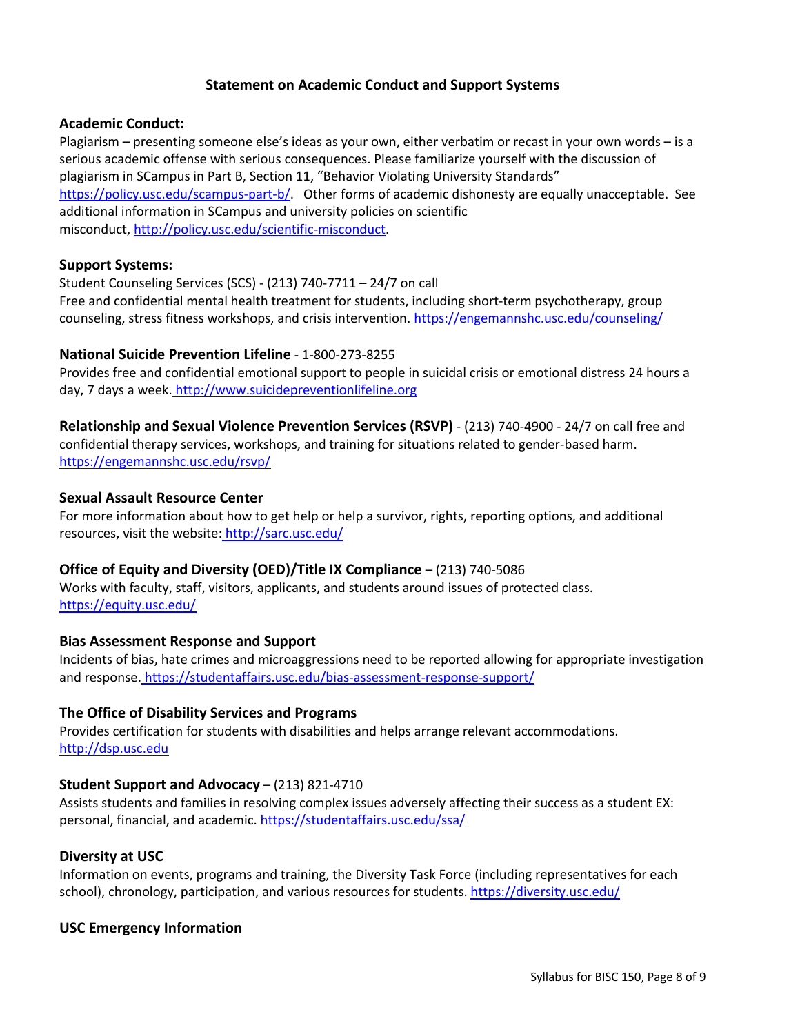## Statement on Academic Conduct and Support Systems

**Academic Conduct:**

Plagiarism – presenting someone else's ideas as your own, either verbatim or recast in your own words – is a serious academic offense with serious consequences. Please familiarize yourself with the discussion of plagiarism in SCampus in Part B, Section 11, "Behavior Violating University Standards" https://policy.usc.edu/scampus-part-b/. Other forms of academic dishonesty are equally unacceptable. See additional information in SCampus and university policies on scientific misconduct, http://policy.usc.edu/scientific-misconduct.

**Support Systems:**

Student Counseling Services (SCS) - (213) 740-7711 – 24/7 on call
Free and confidential mental health treatment for students, including short-term psychotherapy, group counseling, stress fitness workshops, and crisis intervention. https://engemannshc.usc.edu/counseling/

**National Suicide Prevention Lifeline** - 1-800-273-8255
Provides free and confidential emotional support to people in suicidal crisis or emotional distress 24 hours a day, 7 days a week. http://www.suicidepreventionlifeline.org

**Relationship and Sexual Violence Prevention Services (RSVP)** - (213) 740-4900 - 24/7 on call free and confidential therapy services, workshops, and training for situations related to gender-based harm. https://engemannshc.usc.edu/rsvp/

**Sexual Assault Resource Center**
For more information about how to get help or help a survivor, rights, reporting options, and additional resources, visit the website: http://sarc.usc.edu/

**Office of Equity and Diversity (OED)/Title IX Compliance** – (213) 740-5086
Works with faculty, staff, visitors, applicants, and students around issues of protected class. https://equity.usc.edu/

**Bias Assessment Response and Support**
Incidents of bias, hate crimes and microaggressions need to be reported allowing for appropriate investigation and response. https://studentaffairs.usc.edu/bias-assessment-response-support/

**The Office of Disability Services and Programs**
Provides certification for students with disabilities and helps arrange relevant accommodations. http://dsp.usc.edu

**Student Support and Advocacy** – (213) 821-4710
Assists students and families in resolving complex issues adversely affecting their success as a student EX: personal, financial, and academic. https://studentaffairs.usc.edu/ssa/

**Diversity at USC**
Information on events, programs and training, the Diversity Task Force (including representatives for each school), chronology, participation, and various resources for students. https://diversity.usc.edu/

**USC Emergency Information**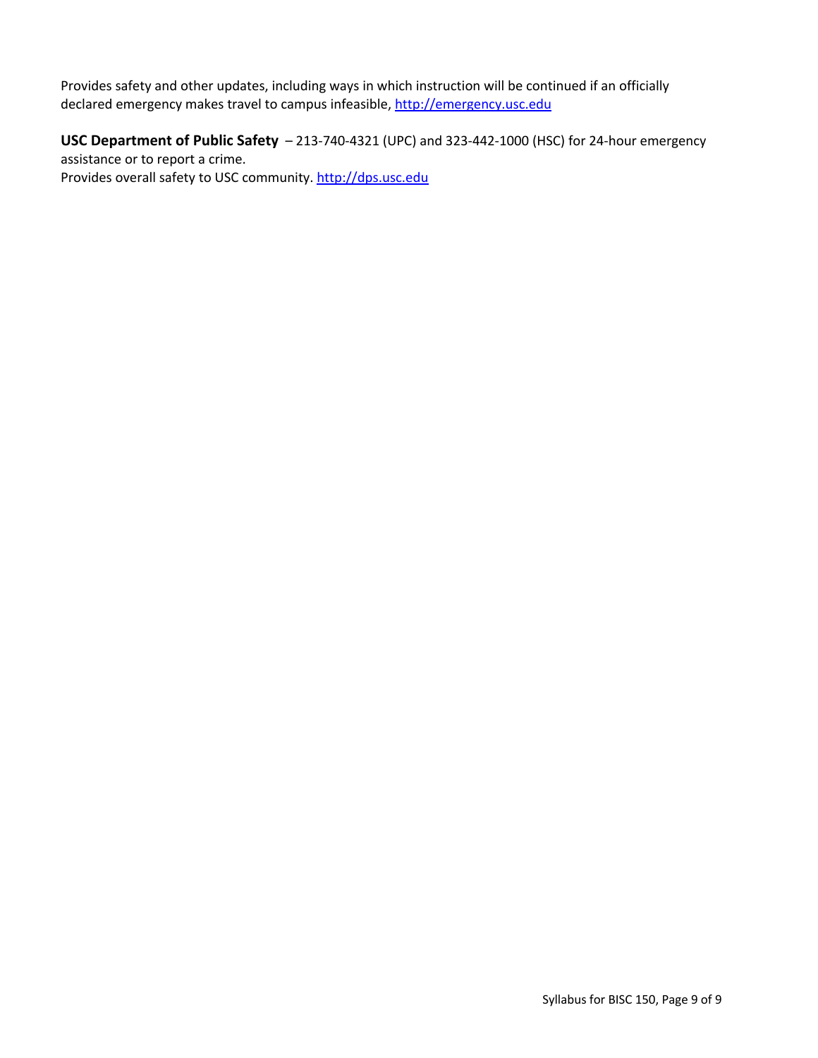Provides safety and other updates, including ways in which instruction will be continued if an officially declared emergency makes travel to campus infeasible, http://emergency.usc.edu

**USC Department of Public Safety** – 213-740-4321 (UPC) and 323-442-1000 (HSC) for 24-hour emergency assistance or to report a crime.
Provides overall safety to USC community. http://dps.usc.edu